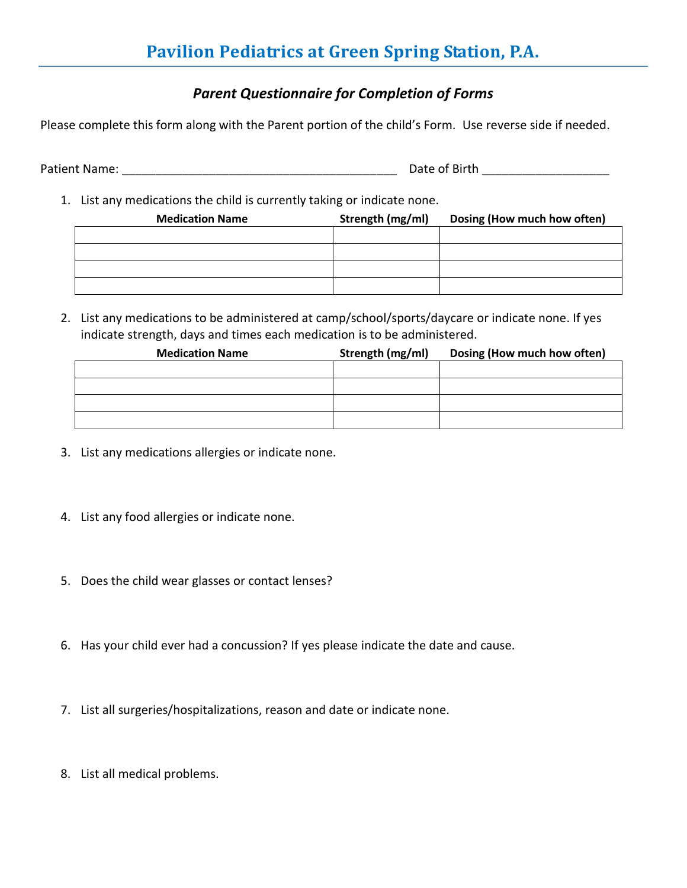# Pavilion Pediatrics at Green Spring Station, P.A.

## *Parent Questionnaire for Completion of Forms*

Please complete this form along with the Parent portion of the child's Form. Use reverse side if needed.

Patient Name: __________________________________________ Date of Birth ___________________

1. List any medications the child is currently taking or indicate none.

| Medication Name | Strength (mg/ml) | Dosing (How much how often) |
|---|---|---|
| | | |
| | | |
| | | |
| | | |

2. List any medications to be administered at camp/school/sports/daycare or indicate none. If yes indicate strength, days and times each medication is to be administered.

| Medication Name | Strength (mg/ml) | Dosing (How much how often) |
|---|---|---|
| | | |
| | | |
| | | |
| | | |

3. List any medications allergies or indicate none.

4. List any food allergies or indicate none.

5. Does the child wear glasses or contact lenses?

6. Has your child ever had a concussion? If yes please indicate the date and cause.

7. List all surgeries/hospitalizations, reason and date or indicate none.

8. List all medical problems.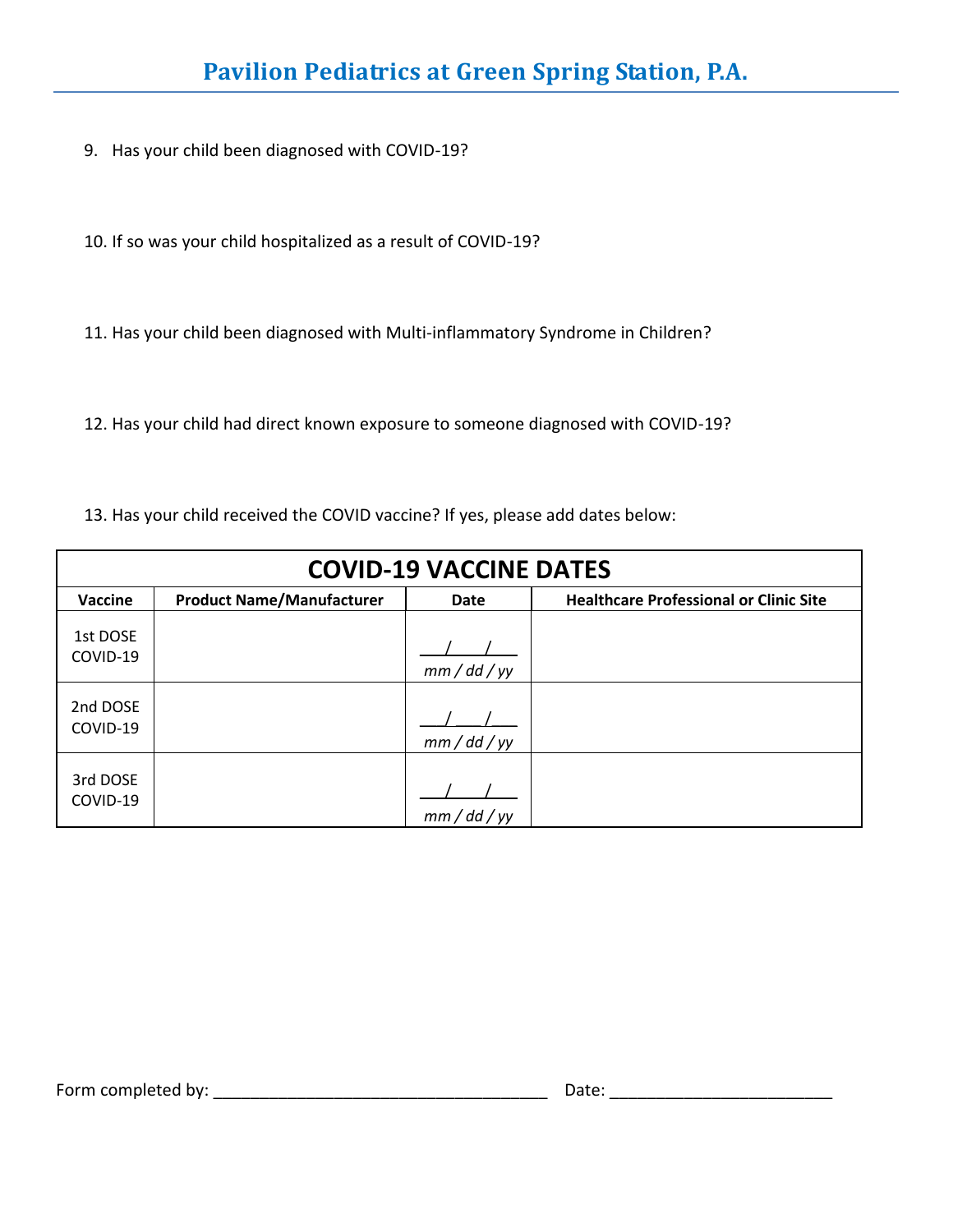# Pavilion Pediatrics at Green Spring Station, P.A.

9. Has your child been diagnosed with COVID-19?

10. If so was your child hospitalized as a result of COVID-19?

11. Has your child been diagnosed with Multi-inflammatory Syndrome in Children?

12. Has your child had direct known exposure to someone diagnosed with COVID-19?

13. Has your child received the COVID vaccine? If yes, please add dates below:

| **COVID-19 VACCINE DATES** | | | |
|---|---|---|---|
| **Vaccine** | **Product Name/Manufacturer** | **Date** | **Healthcare Professional or Clinic Site** |
| 1st DOSE COVID-19 | | ___/___/___ *mm / dd / yy* | |
| 2nd DOSE COVID-19 | | ___/___/___ *mm / dd / yy* | |
| 3rd DOSE COVID-19 | | ___/___/___ *mm / dd / yy* | |

Form completed by: ____________________________________ Date: ________________________